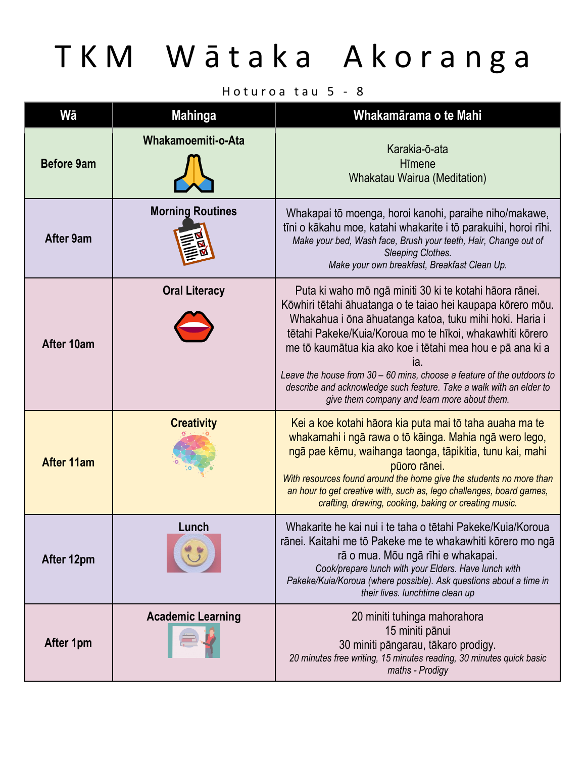# TKM Wātaka Akoranga

Hoturoa tau 5 - 8

| Wā | Mahinga | Whakamārama o te Mahi |
| --- | --- | --- |
| **Before 9am** | **Whakamoemiti-o-Ata** | Karakia-ō-ata<br>Hīmene<br>Whakatau Wairua (Meditation) |
| **After 9am** | **Morning Routines** | Whakapai tō moenga, horoi kanohi, paraihe niho/makawe, tīni o kākahu moe, katahi whakarite i tō parakuihi, horoi rīhi.<br>*Make your bed, Wash face, Brush your teeth, Hair, Change out of Sleeping Clothes.*<br>*Make your own breakfast, Breakfast Clean Up.* |
| **After 10am** | **Oral Literacy** | Puta ki waho mō ngā miniti 30 ki te kotahi hāora rānei. Kōwhiri tētahi āhuatanga o te taiao hei kaupapa kōrero mōu. Whakahua i ōna āhuatanga katoa, tuku mihi hoki. Haria i tētahi Pakeke/Kuia/Koroua mo te hīkoi, whakawhiti kōrero me tō kaumātua kia ako koe i tētahi mea hou e pā ana ki a ia.<br>*Leave the house from 30 – 60 mins, choose a feature of the outdoors to describe and acknowledge such feature. Take a walk with an elder to give them company and learn more about them.* |
| **After 11am** | **Creativity** | Kei a koe kotahi hāora kia puta mai tō taha auaha ma te whakamahi i ngā rawa o tō kāinga. Mahia ngā wero lego, ngā pae kēmu, waihanga taonga, tāpikitia, tunu kai, mahi pūoro rānei.<br>*With resources found around the home give the students no more than an hour to get creative with, such as, lego challenges, board games, crafting, drawing, cooking, baking or creating music.* |
| **After 12pm** | **Lunch** | Whakarite he kai nui i te taha o tētahi Pakeke/Kuia/Koroua rānei. Kaitahi me tō Pakeke me te whakawhiti kōrero mo ngā rā o mua. Mōu ngā rīhi e whakapai.<br>*Cook/prepare lunch with your Elders. Have lunch with Pakeke/Kuia/Koroua (where possible). Ask questions about a time in their lives. lunchtime clean up* |
| **After 1pm** | **Academic Learning** | 20 miniti tuhinga mahorahora<br>15 miniti pānui<br>30 miniti pāngarau, tākaro prodigy.<br>*20 minutes free writing, 15 minutes reading, 30 minutes quick basic maths - Prodigy* |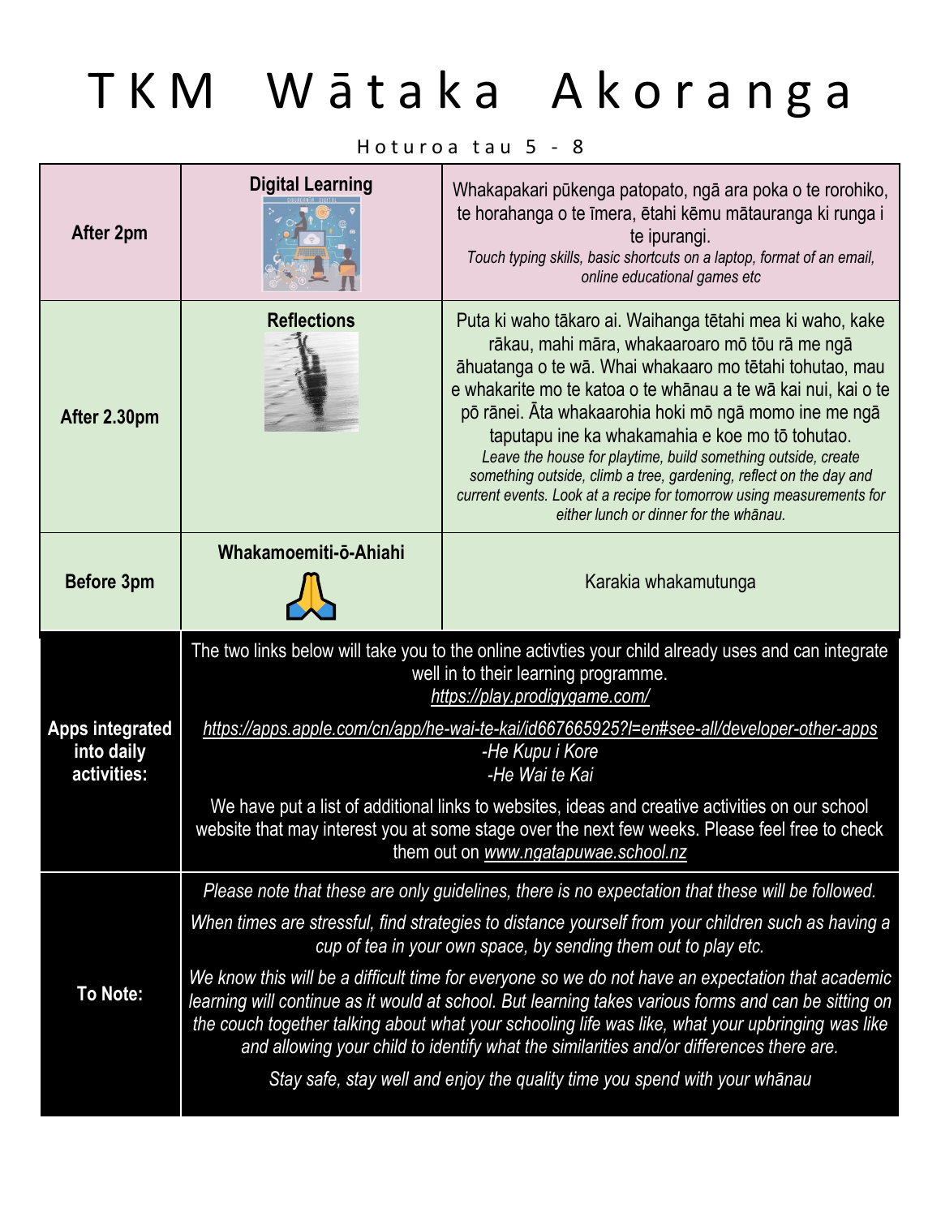# TKM Wātaka Akoranga

Hoturoa tau 5 - 8

| | | |
|---|---|---|
| **After 2pm** | **Digital Learning** | Whakapakari pūkenga patopato, ngā ara poka o te rorohiko, te horahanga o te īmera, ētahi kēmu mātauranga ki runga i te ipurangi. *Touch typing skills, basic shortcuts on a laptop, format of an email, online educational games etc* |
| **After 2.30pm** | **Reflections** | Puta ki waho tākaro ai. Waihanga tētahi mea ki waho, kake rākau, mahi māra, whakaaroaro mō tōu rā me ngā āhuatanga o te wā. Whai whakaaro mo tētahi tohutao, mau e whakarite mo te katoa o te whānau a te wā kai nui, kai o te pō rānei. Āta whakaarohia hoki mō ngā momo ine me ngā taputapu ine ka whakamahia e koe mo tō tohutao. *Leave the house for playtime, build something outside, create something outside, climb a tree, gardening, reflect on the day and current events. Look at a recipe for tomorrow using measurements for either lunch or dinner for the whānau.* |
| **Before 3pm** | **Whakamoemiti-ō-Ahiahi** 🙏 | Karakia whakamutunga |
| **Apps integrated into daily activities:** | The two links below will take you to the online activties your child already uses and can integrate well in to their learning programme. *https://play.prodigygame.com/* *https://apps.apple.com/cn/app/he-wai-te-kai/id667665925?l=en#see-all/developer-other-apps* *-He Kupu i Kore* *-He Wai te Kai* We have put a list of additional links to websites, ideas and creative activities on our school website that may interest you at some stage over the next few weeks. Please feel free to check them out on *www.ngatapuwae.school.nz* | |
| **To Note:** | *Please note that these are only guidelines, there is no expectation that these will be followed.* *When times are stressful, find strategies to distance yourself from your children such as having a cup of tea in your own space, by sending them out to play etc.* *We know this will be a difficult time for everyone so we do not have an expectation that academic learning will continue as it would at school. But learning takes various forms and can be sitting on the couch together talking about what your schooling life was like, what your upbringing was like and allowing your child to identify what the similarities and/or differences there are.* *Stay safe, stay well and enjoy the quality time you spend with your whānau* | |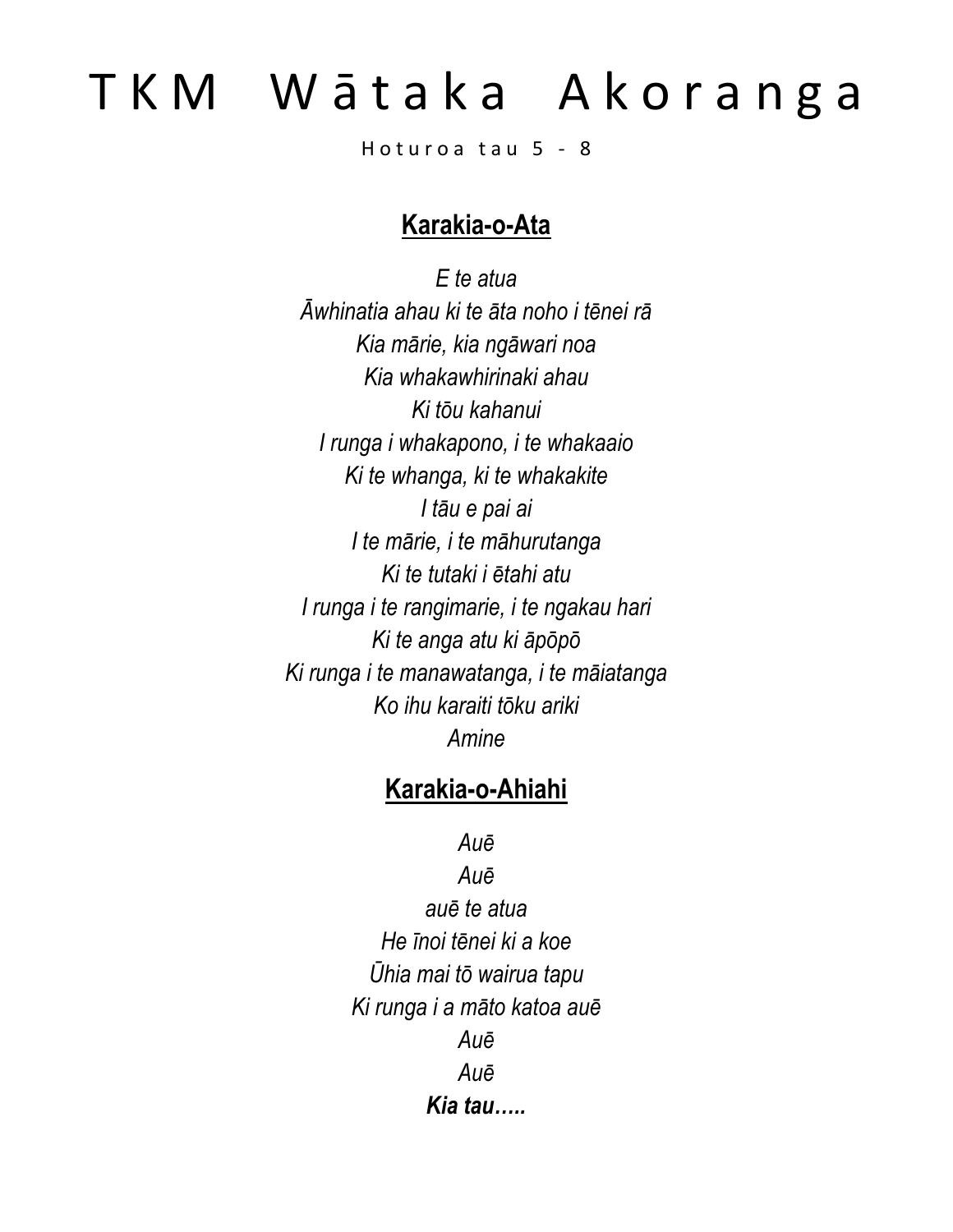# T K M  W ā t a k a  A k o r a n g a

H o t u r o a  t a u  5 - 8

## Karakia-o-Ata

*E te atua*
*Āwhinatia ahau ki te āta noho i tēnei rā*
*Kia mārie, kia ngāwari noa*
*Kia whakawhirinaki ahau*
*Ki tōu kahanui*
*I runga i whakapono, i te whakaaio*
*Ki te whanga, ki te whakakite*
*I tāu e pai ai*
*I te mārie, i te māhurutanga*
*Ki te tutaki i ētahi atu*
*I runga i te rangimarie, i te ngakau hari*
*Ki te anga atu ki āpōpō*
*Ki runga i te manawatanga, i te māiatanga*
*Ko ihu karaiti tōku ariki*
*Amine*

## Karakia-o-Ahiahi

*Auē*
*Auē*
*auē te atua*
*He īnoi tēnei ki a koe*
*Ūhia mai tō wairua tapu*
*Ki runga i a māto katoa auē*
*Auē*
*Auē*
***Kia tau…..***